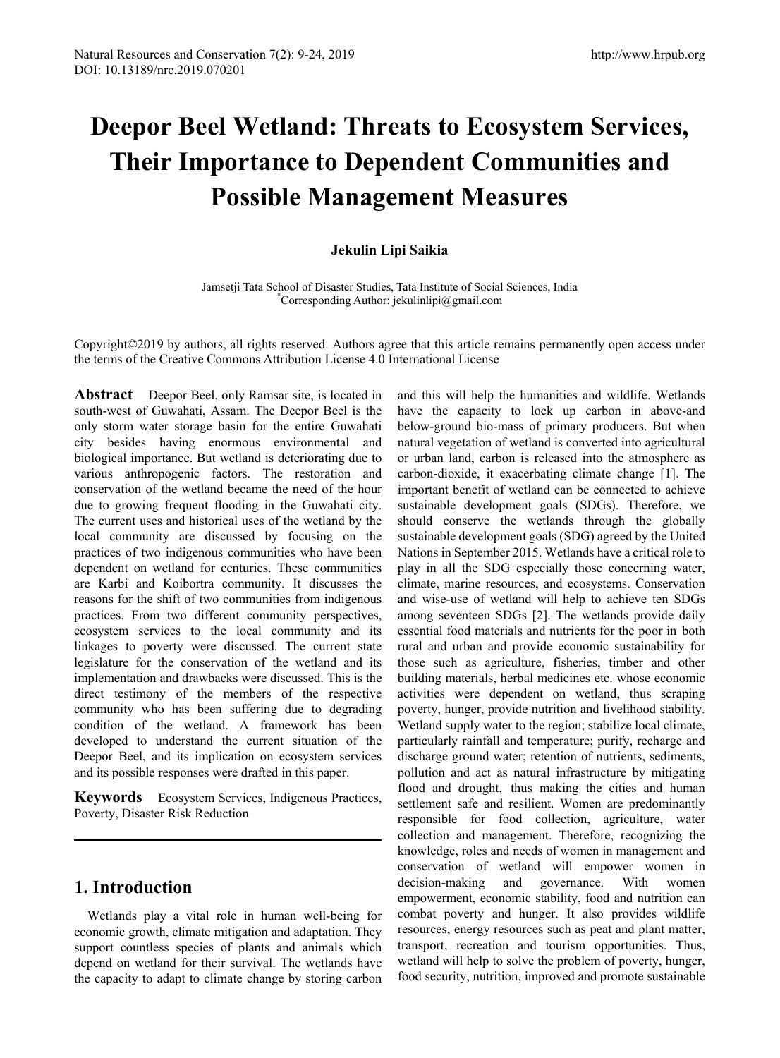# Deepor Beel Wetland: Threats to Ecosystem Services, Their Importance to Dependent Communities and Possible Management Measures

**Jekulin Lipi Saikia**

Jamsetji Tata School of Disaster Studies, Tata Institute of Social Sciences, India
*Corresponding Author: jekulinlipi@gmail.com

Copyright©2019 by authors, all rights reserved. Authors agree that this article remains permanently open access under the terms of the Creative Commons Attribution License 4.0 International License

**Abstract** Deepor Beel, only Ramsar site, is located in south-west of Guwahati, Assam. The Deepor Beel is the only storm water storage basin for the entire Guwahati city besides having enormous environmental and biological importance. But wetland is deteriorating due to various anthropogenic factors. The restoration and conservation of the wetland became the need of the hour due to growing frequent flooding in the Guwahati city. The current uses and historical uses of the wetland by the local community are discussed by focusing on the practices of two indigenous communities who have been dependent on wetland for centuries. These communities are Karbi and Koibortra community. It discusses the reasons for the shift of two communities from indigenous practices. From two different community perspectives, ecosystem services to the local community and its linkages to poverty were discussed. The current state legislature for the conservation of the wetland and its implementation and drawbacks were discussed. This is the direct testimony of the members of the respective community who has been suffering due to degrading condition of the wetland. A framework has been developed to understand the current situation of the Deepor Beel, and its implication on ecosystem services and its possible responses were drafted in this paper.

**Keywords** Ecosystem Services, Indigenous Practices, Poverty, Disaster Risk Reduction

## 1. Introduction

Wetlands play a vital role in human well-being for economic growth, climate mitigation and adaptation. They support countless species of plants and animals which depend on wetland for their survival. The wetlands have the capacity to adapt to climate change by storing carbon and this will help the humanities and wildlife. Wetlands have the capacity to lock up carbon in above-and below-ground bio-mass of primary producers. But when natural vegetation of wetland is converted into agricultural or urban land, carbon is released into the atmosphere as carbon-dioxide, it exacerbating climate change [1]. The important benefit of wetland can be connected to achieve sustainable development goals (SDGs). Therefore, we should conserve the wetlands through the globally sustainable development goals (SDG) agreed by the United Nations in September 2015. Wetlands have a critical role to play in all the SDG especially those concerning water, climate, marine resources, and ecosystems. Conservation and wise-use of wetland will help to achieve ten SDGs among seventeen SDGs [2]. The wetlands provide daily essential food materials and nutrients for the poor in both rural and urban and provide economic sustainability for those such as agriculture, fisheries, timber and other building materials, herbal medicines etc. whose economic activities were dependent on wetland, thus scraping poverty, hunger, provide nutrition and livelihood stability. Wetland supply water to the region; stabilize local climate, particularly rainfall and temperature; purify, recharge and discharge ground water; retention of nutrients, sediments, pollution and act as natural infrastructure by mitigating flood and drought, thus making the cities and human settlement safe and resilient. Women are predominantly responsible for food collection, agriculture, water collection and management. Therefore, recognizing the knowledge, roles and needs of women in management and conservation of wetland will empower women in decision-making and governance. With women empowerment, economic stability, food and nutrition can combat poverty and hunger. It also provides wildlife resources, energy resources such as peat and plant matter, transport, recreation and tourism opportunities. Thus, wetland will help to solve the problem of poverty, hunger, food security, nutrition, improved and promote sustainable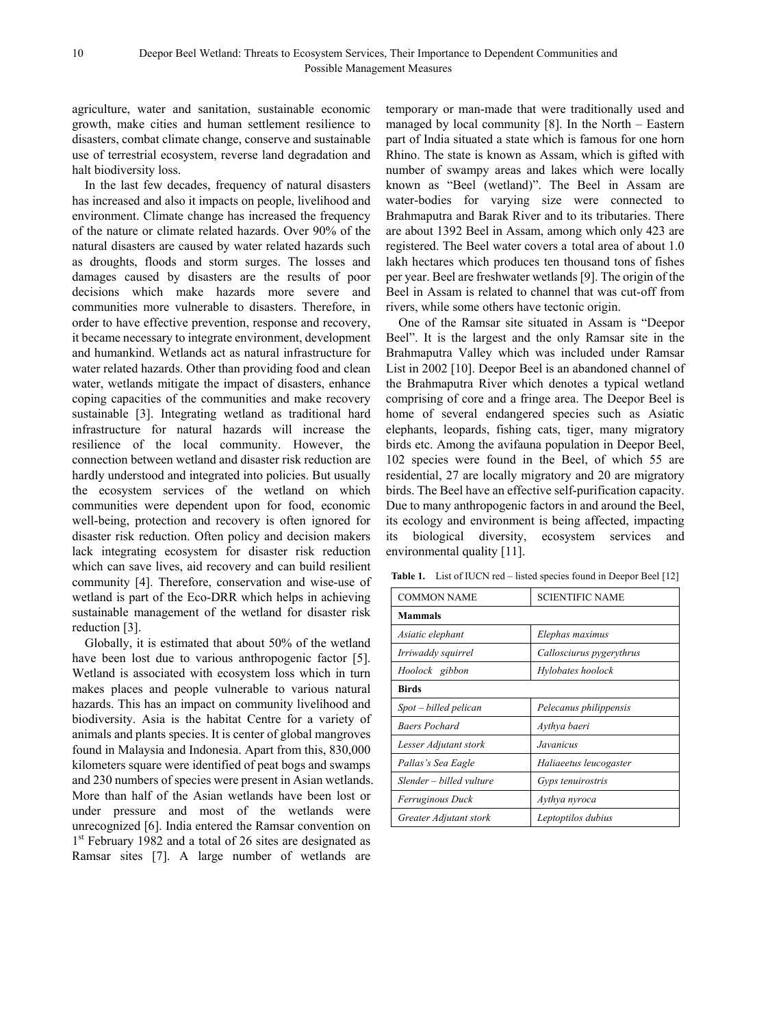agriculture, water and sanitation, sustainable economic growth, make cities and human settlement resilience to disasters, combat climate change, conserve and sustainable use of terrestrial ecosystem, reverse land degradation and halt biodiversity loss.

In the last few decades, frequency of natural disasters has increased and also it impacts on people, livelihood and environment. Climate change has increased the frequency of the nature or climate related hazards. Over 90% of the natural disasters are caused by water related hazards such as droughts, floods and storm surges. The losses and damages caused by disasters are the results of poor decisions which make hazards more severe and communities more vulnerable to disasters. Therefore, in order to have effective prevention, response and recovery, it became necessary to integrate environment, development and humankind. Wetlands act as natural infrastructure for water related hazards. Other than providing food and clean water, wetlands mitigate the impact of disasters, enhance coping capacities of the communities and make recovery sustainable [3]. Integrating wetland as traditional hard infrastructure for natural hazards will increase the resilience of the local community. However, the connection between wetland and disaster risk reduction are hardly understood and integrated into policies. But usually the ecosystem services of the wetland on which communities were dependent upon for food, economic well-being, protection and recovery is often ignored for disaster risk reduction. Often policy and decision makers lack integrating ecosystem for disaster risk reduction which can save lives, aid recovery and can build resilient community [4]. Therefore, conservation and wise-use of wetland is part of the Eco-DRR which helps in achieving sustainable management of the wetland for disaster risk reduction [3].

Globally, it is estimated that about 50% of the wetland have been lost due to various anthropogenic factor [5]. Wetland is associated with ecosystem loss which in turn makes places and people vulnerable to various natural hazards. This has an impact on community livelihood and biodiversity. Asia is the habitat Centre for a variety of animals and plants species. It is center of global mangroves found in Malaysia and Indonesia. Apart from this, 830,000 kilometers square were identified of peat bogs and swamps and 230 numbers of species were present in Asian wetlands. More than half of the Asian wetlands have been lost or under pressure and most of the wetlands were unrecognized [6]. India entered the Ramsar convention on 1st February 1982 and a total of 26 sites are designated as Ramsar sites [7]. A large number of wetlands are temporary or man-made that were traditionally used and managed by local community [8]. In the North – Eastern part of India situated a state which is famous for one horn Rhino. The state is known as Assam, which is gifted with number of swampy areas and lakes which were locally known as "Beel (wetland)". The Beel in Assam are water-bodies for varying size were connected to Brahmaputra and Barak River and to its tributaries. There are about 1392 Beel in Assam, among which only 423 are registered. The Beel water covers a total area of about 1.0 lakh hectares which produces ten thousand tons of fishes per year. Beel are freshwater wetlands [9]. The origin of the Beel in Assam is related to channel that was cut-off from rivers, while some others have tectonic origin.

One of the Ramsar site situated in Assam is "Deepor Beel". It is the largest and the only Ramsar site in the Brahmaputra Valley which was included under Ramsar List in 2002 [10]. Deepor Beel is an abandoned channel of the Brahmaputra River which denotes a typical wetland comprising of core and a fringe area. The Deepor Beel is home of several endangered species such as Asiatic elephants, leopards, fishing cats, tiger, many migratory birds etc. Among the avifauna population in Deepor Beel, 102 species were found in the Beel, of which 55 are residential, 27 are locally migratory and 20 are migratory birds. The Beel have an effective self-purification capacity. Due to many anthropogenic factors in and around the Beel, its ecology and environment is being affected, impacting its biological diversity, ecosystem services and environmental quality [11].

**Table 1.** List of IUCN red – listed species found in Deepor Beel [12]

| COMMON NAME | SCIENTIFIC NAME |
| --- | --- |
| **Mammals** | |
| *Asiatic elephant* | *Elephas maximus* |
| *Irriwaddy squirrel* | *Callosciurus pygerythrus* |
| *Hoolock gibbon* | *Hylobates hoolock* |
| **Birds** | |
| *Spot – billed pelican* | *Pelecanus philippensis* |
| *Baers Pochard* | *Aythya baeri* |
| *Lesser Adjutant stork* | *Javanicus* |
| *Pallas's Sea Eagle* | *Haliaeetus leucogaster* |
| *Slender – billed vulture* | *Gyps tenuirostris* |
| *Ferruginous Duck* | *Aythya nyroca* |
| *Greater Adjutant stork* | *Leptoptilos dubius* |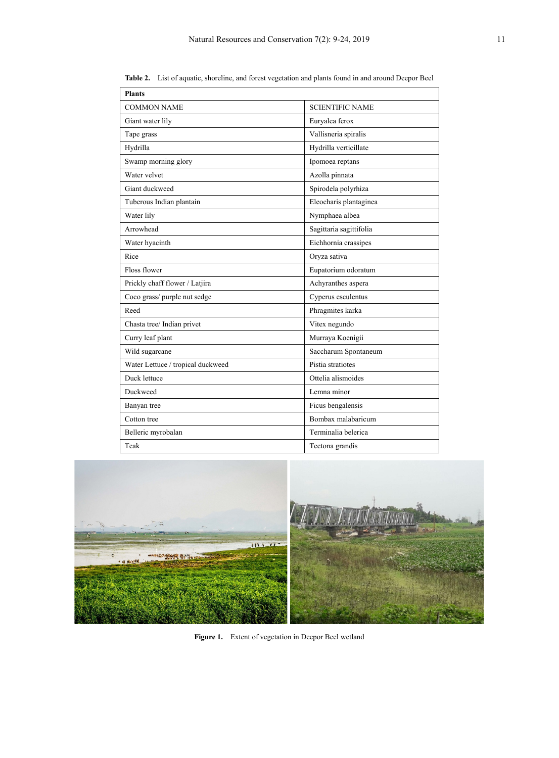**Table 2.** List of aquatic, shoreline, and forest vegetation and plants found in and around Deepor Beel

| Plants | |
|---|---|
| COMMON NAME | SCIENTIFIC NAME |
| Giant water lily | Euryalea ferox |
| Tape grass | Vallisneria spiralis |
| Hydrilla | Hydrilla verticillate |
| Swamp morning glory | Ipomoea reptans |
| Water velvet | Azolla pinnata |
| Giant duckweed | Spirodela polyrhiza |
| Tuberous Indian plantain | Eleocharis plantaginea |
| Water lily | Nymphaea albea |
| Arrowhead | Sagittaria sagittifolia |
| Water hyacinth | Eichhornia crassipes |
| Rice | Oryza sativa |
| Floss flower | Eupatorium odoratum |
| Prickly chaff flower / Latjira | Achyranthes aspera |
| Coco grass/ purple nut sedge | Cyperus esculentus |
| Reed | Phragmites karka |
| Chasta tree/ Indian privet | Vitex negundo |
| Curry leaf plant | Murraya Koenigii |
| Wild sugarcane | Saccharum Spontaneum |
| Water Lettuce / tropical duckweed | Pistia stratiotes |
| Duck lettuce | Ottelia alismoides |
| Duckweed | Lemna minor |
| Banyan tree | Ficus bengalensis |
| Cotton tree | Bombax malabaricum |
| Belleric myrobalan | Terminalia belerica |
| Teak | Tectona grandis |

**Figure 1.** Extent of vegetation in Deepor Beel wetland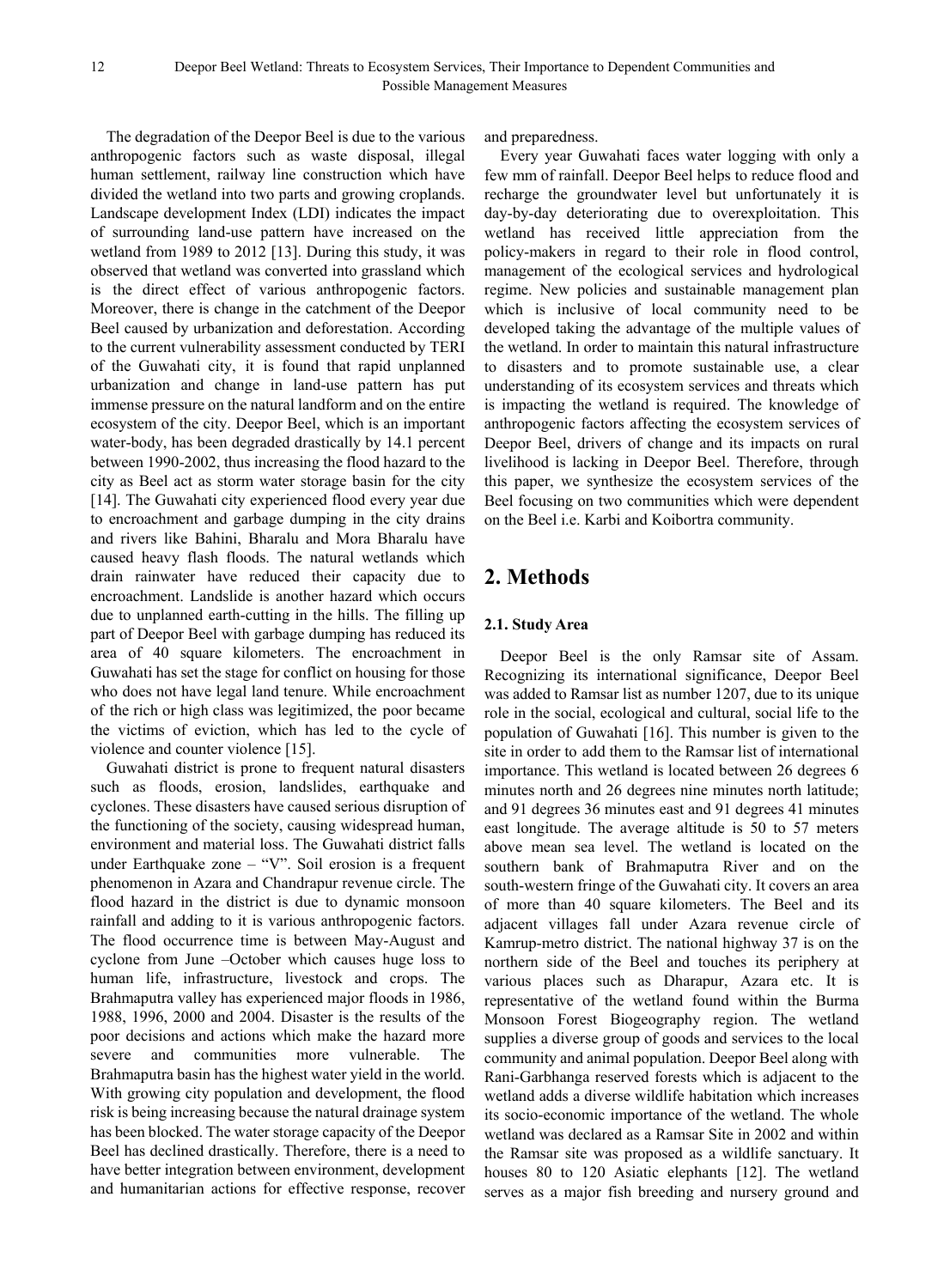The degradation of the Deepor Beel is due to the various anthropogenic factors such as waste disposal, illegal human settlement, railway line construction which have divided the wetland into two parts and growing croplands. Landscape development Index (LDI) indicates the impact of surrounding land-use pattern have increased on the wetland from 1989 to 2012 [13]. During this study, it was observed that wetland was converted into grassland which is the direct effect of various anthropogenic factors. Moreover, there is change in the catchment of the Deepor Beel caused by urbanization and deforestation. According to the current vulnerability assessment conducted by TERI of the Guwahati city, it is found that rapid unplanned urbanization and change in land-use pattern has put immense pressure on the natural landform and on the entire ecosystem of the city. Deepor Beel, which is an important water-body, has been degraded drastically by 14.1 percent between 1990-2002, thus increasing the flood hazard to the city as Beel act as storm water storage basin for the city [14]. The Guwahati city experienced flood every year due to encroachment and garbage dumping in the city drains and rivers like Bahini, Bharalu and Mora Bharalu have caused heavy flash floods. The natural wetlands which drain rainwater have reduced their capacity due to encroachment. Landslide is another hazard which occurs due to unplanned earth-cutting in the hills. The filling up part of Deepor Beel with garbage dumping has reduced its area of 40 square kilometers. The encroachment in Guwahati has set the stage for conflict on housing for those who does not have legal land tenure. While encroachment of the rich or high class was legitimized, the poor became the victims of eviction, which has led to the cycle of violence and counter violence [15].

Guwahati district is prone to frequent natural disasters such as floods, erosion, landslides, earthquake and cyclones. These disasters have caused serious disruption of the functioning of the society, causing widespread human, environment and material loss. The Guwahati district falls under Earthquake zone – "V". Soil erosion is a frequent phenomenon in Azara and Chandrapur revenue circle. The flood hazard in the district is due to dynamic monsoon rainfall and adding to it is various anthropogenic factors. The flood occurrence time is between May-August and cyclone from June –October which causes huge loss to human life, infrastructure, livestock and crops. The Brahmaputra valley has experienced major floods in 1986, 1988, 1996, 2000 and 2004. Disaster is the results of the poor decisions and actions which make the hazard more severe and communities more vulnerable. The Brahmaputra basin has the highest water yield in the world. With growing city population and development, the flood risk is being increasing because the natural drainage system has been blocked. The water storage capacity of the Deepor Beel has declined drastically. Therefore, there is a need to have better integration between environment, development and humanitarian actions for effective response, recover and preparedness.

Every year Guwahati faces water logging with only a few mm of rainfall. Deepor Beel helps to reduce flood and recharge the groundwater level but unfortunately it is day-by-day deteriorating due to overexploitation. This wetland has received little appreciation from the policy-makers in regard to their role in flood control, management of the ecological services and hydrological regime. New policies and sustainable management plan which is inclusive of local community need to be developed taking the advantage of the multiple values of the wetland. In order to maintain this natural infrastructure to disasters and to promote sustainable use, a clear understanding of its ecosystem services and threats which is impacting the wetland is required. The knowledge of anthropogenic factors affecting the ecosystem services of Deepor Beel, drivers of change and its impacts on rural livelihood is lacking in Deepor Beel. Therefore, through this paper, we synthesize the ecosystem services of the Beel focusing on two communities which were dependent on the Beel i.e. Karbi and Koibortra community.

## 2. Methods

### 2.1. Study Area

Deepor Beel is the only Ramsar site of Assam. Recognizing its international significance, Deepor Beel was added to Ramsar list as number 1207, due to its unique role in the social, ecological and cultural, social life to the population of Guwahati [16]. This number is given to the site in order to add them to the Ramsar list of international importance. This wetland is located between 26 degrees 6 minutes north and 26 degrees nine minutes north latitude; and 91 degrees 36 minutes east and 91 degrees 41 minutes east longitude. The average altitude is 50 to 57 meters above mean sea level. The wetland is located on the southern bank of Brahmaputra River and on the south-western fringe of the Guwahati city. It covers an area of more than 40 square kilometers. The Beel and its adjacent villages fall under Azara revenue circle of Kamrup-metro district. The national highway 37 is on the northern side of the Beel and touches its periphery at various places such as Dharapur, Azara etc. It is representative of the wetland found within the Burma Monsoon Forest Biogeography region. The wetland supplies a diverse group of goods and services to the local community and animal population. Deepor Beel along with Rani-Garbhanga reserved forests which is adjacent to the wetland adds a diverse wildlife habitation which increases its socio-economic importance of the wetland. The whole wetland was declared as a Ramsar Site in 2002 and within the Ramsar site was proposed as a wildlife sanctuary. It houses 80 to 120 Asiatic elephants [12]. The wetland serves as a major fish breeding and nursery ground and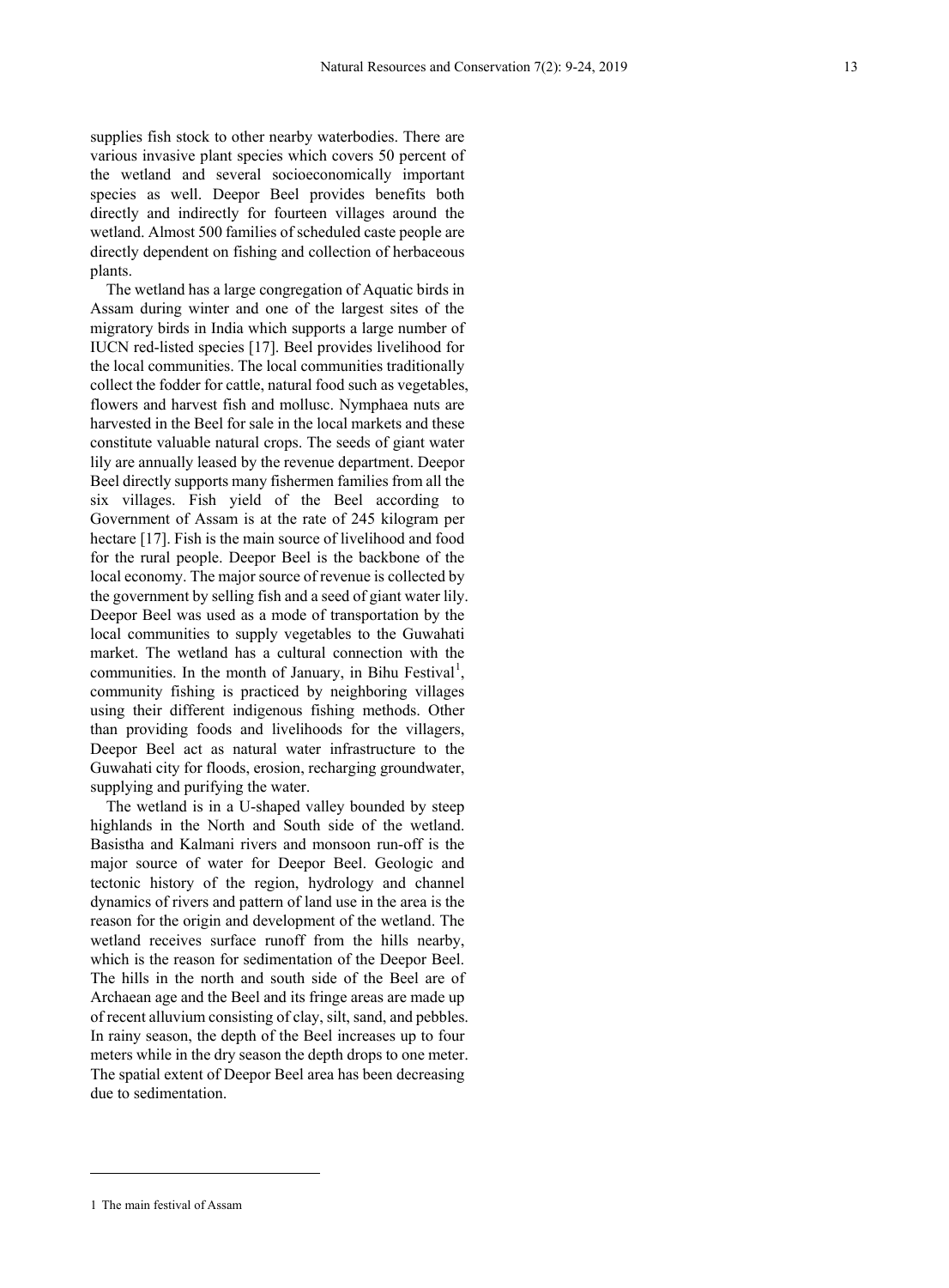supplies fish stock to other nearby waterbodies. There are various invasive plant species which covers 50 percent of the wetland and several socioeconomically important species as well. Deepor Beel provides benefits both directly and indirectly for fourteen villages around the wetland. Almost 500 families of scheduled caste people are directly dependent on fishing and collection of herbaceous plants.

The wetland has a large congregation of Aquatic birds in Assam during winter and one of the largest sites of the migratory birds in India which supports a large number of IUCN red-listed species [17]. Beel provides livelihood for the local communities. The local communities traditionally collect the fodder for cattle, natural food such as vegetables, flowers and harvest fish and mollusc. Nymphaea nuts are harvested in the Beel for sale in the local markets and these constitute valuable natural crops. The seeds of giant water lily are annually leased by the revenue department. Deepor Beel directly supports many fishermen families from all the six villages. Fish yield of the Beel according to Government of Assam is at the rate of 245 kilogram per hectare [17]. Fish is the main source of livelihood and food for the rural people. Deepor Beel is the backbone of the local economy. The major source of revenue is collected by the government by selling fish and a seed of giant water lily. Deepor Beel was used as a mode of transportation by the local communities to supply vegetables to the Guwahati market. The wetland has a cultural connection with the communities. In the month of January, in Bihu Festival[1], community fishing is practiced by neighboring villages using their different indigenous fishing methods. Other than providing foods and livelihoods for the villagers, Deepor Beel act as natural water infrastructure to the Guwahati city for floods, erosion, recharging groundwater, supplying and purifying the water.

The wetland is in a U-shaped valley bounded by steep highlands in the North and South side of the wetland. Basistha and Kalmani rivers and monsoon run-off is the major source of water for Deepor Beel. Geologic and tectonic history of the region, hydrology and channel dynamics of rivers and pattern of land use in the area is the reason for the origin and development of the wetland. The wetland receives surface runoff from the hills nearby, which is the reason for sedimentation of the Deepor Beel. The hills in the north and south side of the Beel are of Archaean age and the Beel and its fringe areas are made up of recent alluvium consisting of clay, silt, sand, and pebbles. In rainy season, the depth of the Beel increases up to four meters while in the dry season the depth drops to one meter. The spatial extent of Deepor Beel area has been decreasing due to sedimentation.

---

1 The main festival of Assam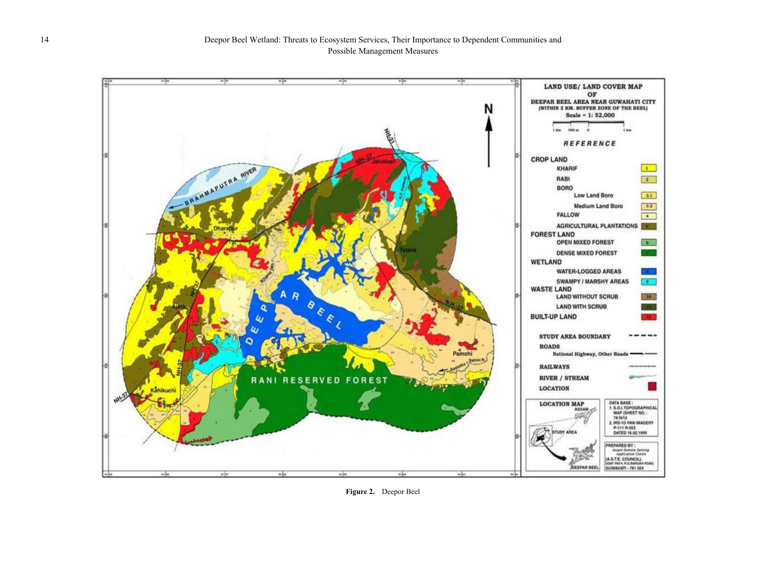Figure 2. Deepor Beel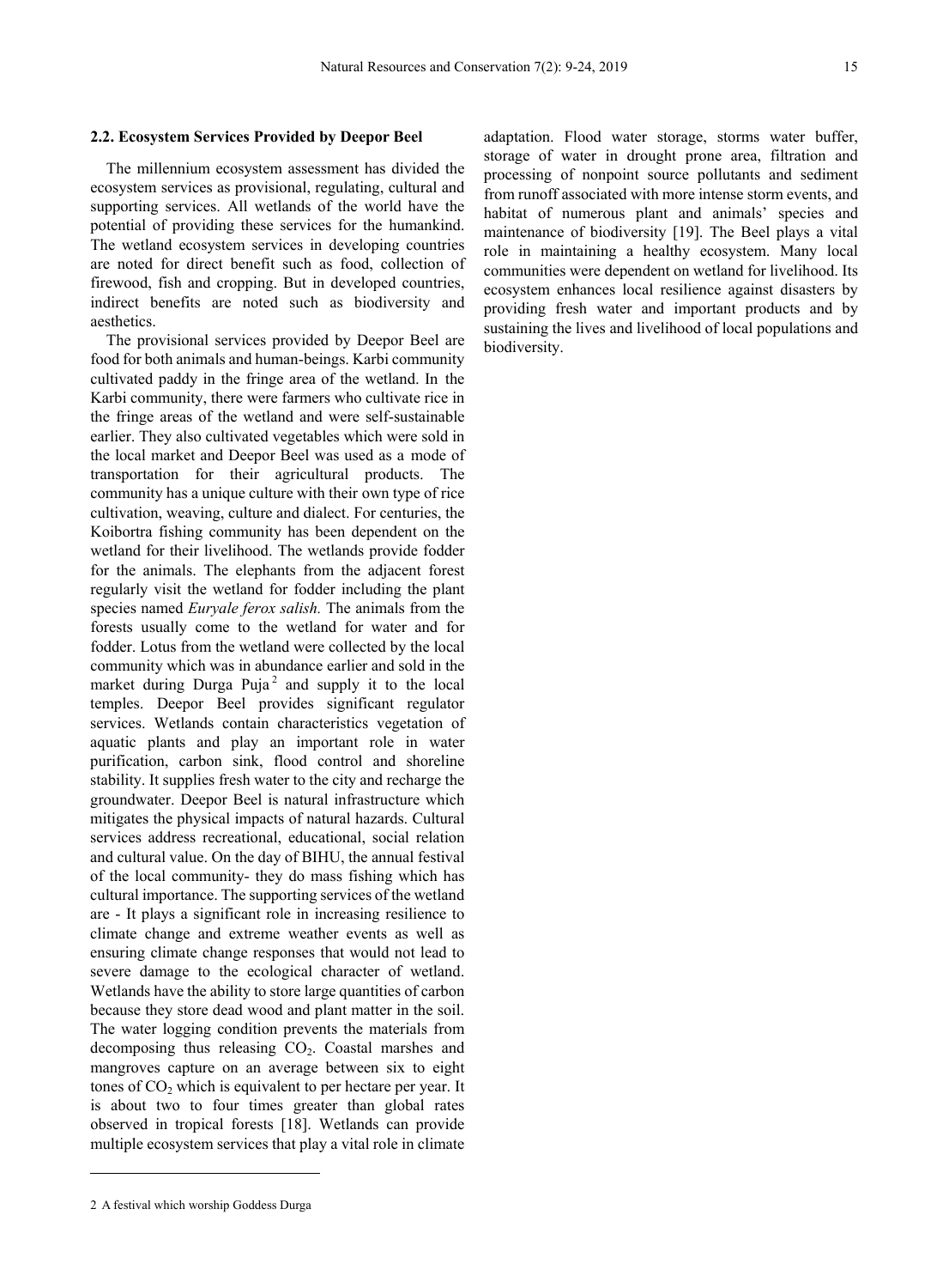### 2.2. Ecosystem Services Provided by Deepor Beel

The millennium ecosystem assessment has divided the ecosystem services as provisional, regulating, cultural and supporting services. All wetlands of the world have the potential of providing these services for the humankind. The wetland ecosystem services in developing countries are noted for direct benefit such as food, collection of firewood, fish and cropping. But in developed countries, indirect benefits are noted such as biodiversity and aesthetics.

The provisional services provided by Deepor Beel are food for both animals and human-beings. Karbi community cultivated paddy in the fringe area of the wetland. In the Karbi community, there were farmers who cultivate rice in the fringe areas of the wetland and were self-sustainable earlier. They also cultivated vegetables which were sold in the local market and Deepor Beel was used as a mode of transportation for their agricultural products. The community has a unique culture with their own type of rice cultivation, weaving, culture and dialect. For centuries, the Koibortra fishing community has been dependent on the wetland for their livelihood. The wetlands provide fodder for the animals. The elephants from the adjacent forest regularly visit the wetland for fodder including the plant species named *Euryale ferox salish.* The animals from the forests usually come to the wetland for water and for fodder. Lotus from the wetland were collected by the local community which was in abundance earlier and sold in the market during Durga Puja[2] and supply it to the local temples. Deepor Beel provides significant regulator services. Wetlands contain characteristics vegetation of aquatic plants and play an important role in water purification, carbon sink, flood control and shoreline stability. It supplies fresh water to the city and recharge the groundwater. Deepor Beel is natural infrastructure which mitigates the physical impacts of natural hazards. Cultural services address recreational, educational, social relation and cultural value. On the day of BIHU, the annual festival of the local community- they do mass fishing which has cultural importance. The supporting services of the wetland are - It plays a significant role in increasing resilience to climate change and extreme weather events as well as ensuring climate change responses that would not lead to severe damage to the ecological character of wetland. Wetlands have the ability to store large quantities of carbon because they store dead wood and plant matter in the soil. The water logging condition prevents the materials from decomposing thus releasing $CO_2$. Coastal marshes and mangroves capture on an average between six to eight tones of $CO_2$ which is equivalent to per hectare per year. It is about two to four times greater than global rates observed in tropical forests [18]. Wetlands can provide multiple ecosystem services that play a vital role in climate adaptation. Flood water storage, storms water buffer, storage of water in drought prone area, filtration and processing of nonpoint source pollutants and sediment from runoff associated with more intense storm events, and habitat of numerous plant and animals' species and maintenance of biodiversity [19]. The Beel plays a vital role in maintaining a healthy ecosystem. Many local communities were dependent on wetland for livelihood. Its ecosystem enhances local resilience against disasters by providing fresh water and important products and by sustaining the lives and livelihood of local populations and biodiversity.

---

2 A festival which worship Goddess Durga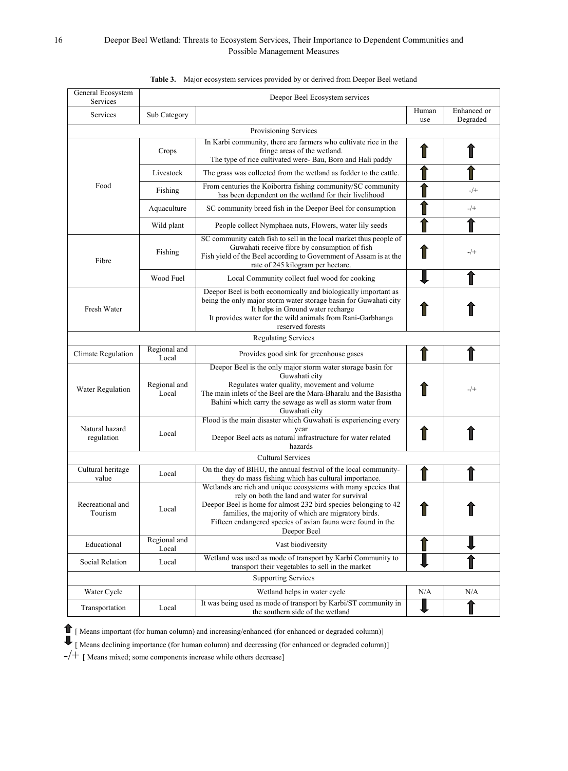**Table 3.** Major ecosystem services provided by or derived from Deepor Beel wetland

| General Ecosystem Services | Deepor Beel Ecosystem services | | | |
|---|---|---|---|---|
| Services | Sub Category | | Human use | Enhanced or Degraded |
| **Provisioning Services** | | | | |
| Food | Crops | In Karbi community, there are farmers who cultivate rice in the fringe areas of the wetland. The type of rice cultivated were- Bau, Boro and Hali paddy | ↑ | ↑ |
| | Livestock | The grass was collected from the wetland as fodder to the cattle. | ↑ | ↑ |
| | Fishing | From centuries the Koibortra fishing community/SC community has been dependent on the wetland for their livelihood | ↑ | -/+ |
| | Aquaculture | SC community breed fish in the Deepor Beel for consumption | ↑ | -/+ |
| | Wild plant | People collect Nymphaea nuts, Flowers, water lily seeds | ↑ | ↑ |
| Fibre | Fishing | SC community catch fish to sell in the local market thus people of Guwahati receive fibre by consumption of fish. Fish yield of the Beel according to Government of Assam is at the rate of 245 kilogram per hectare. | ↑ | -/+ |
| | Wood Fuel | Local Community collect fuel wood for cooking | ↓ | ↑ |
| Fresh Water | | Deepor Beel is both economically and biologically important as being the only major storm water storage basin for Guwahati city. It helps in Ground water recharge. It provides water for the wild animals from Rani-Garbhanga reserved forests | ↑ | ↑ |
| **Regulating Services** | | | | |
| Climate Regulation | Regional and Local | Provides good sink for greenhouse gases | ↑ | ↑ |
| Water Regulation | Regional and Local | Deepor Beel is the only major storm water storage basin for Guwahati city. Regulates water quality, movement and volume. The main inlets of the Beel are the Mara-Bharalu and the Basistha Bahini which carry the sewage as well as storm water from Guwahati city | ↑ | -/+ |
| Natural hazard regulation | Local | Flood is the main disaster which Guwahati is experiencing every year. Deepor Beel acts as natural infrastructure for water related hazards | ↑ | ↑ |
| **Cultural Services** | | | | |
| Cultural heritage value | Local | On the day of BIHU, the annual festival of the local community-they do mass fishing which has cultural importance. | ↑ | ↑ |
| Recreational and Tourism | Local | Wetlands are rich and unique ecosystems with many species that rely on both the land and water for survival. Deepor Beel is home for almost 232 bird species belonging to 42 families, the majority of which are migratory birds. Fifteen endangered species of avian fauna were found in the Deepor Beel | ↑ | ↑ |
| Educational | Regional and Local | Vast biodiversity | ↑ | ↓ |
| Social Relation | Local | Wetland was used as mode of transport by Karbi Community to transport their vegetables to sell in the market | ↓ | ↑ |
| **Supporting Services** | | | | |
| Water Cycle | | Wetland helps in water cycle | N/A | N/A |
| Transportation | Local | It was being used as mode of transport by Karbi/ST community in the southern side of the wetland | ↓ | ↑ |

↑ [ Means important (for human column) and increasing/enhanced (for enhanced or degraded column)]

↓ [ Means declining importance (for human column) and decreasing (for enhanced or degraded column)]

-/+ [ Means mixed; some components increase while others decrease]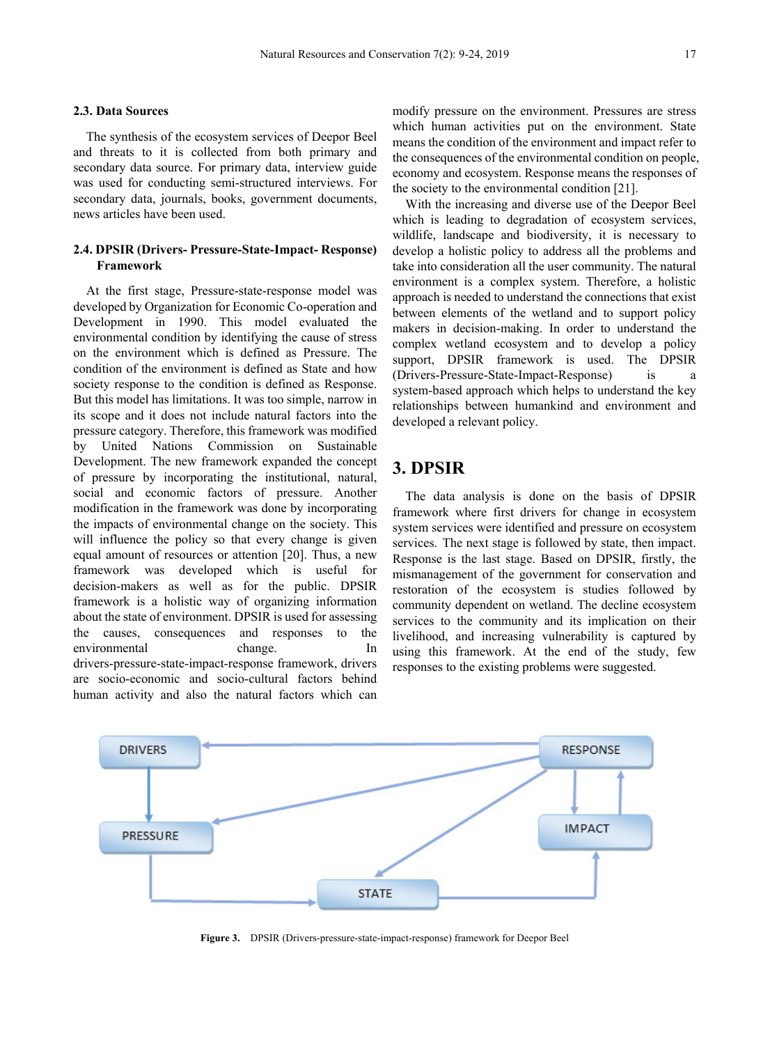### 2.3. Data Sources

The synthesis of the ecosystem services of Deepor Beel and threats to it is collected from both primary and secondary data source. For primary data, interview guide was used for conducting semi-structured interviews. For secondary data, journals, books, government documents, news articles have been used.

### 2.4. DPSIR (Drivers- Pressure-State-Impact- Response) Framework

At the first stage, Pressure-state-response model was developed by Organization for Economic Co-operation and Development in 1990. This model evaluated the environmental condition by identifying the cause of stress on the environment which is defined as Pressure. The condition of the environment is defined as State and how society response to the condition is defined as Response. But this model has limitations. It was too simple, narrow in its scope and it does not include natural factors into the pressure category. Therefore, this framework was modified by United Nations Commission on Sustainable Development. The new framework expanded the concept of pressure by incorporating the institutional, natural, social and economic factors of pressure. Another modification in the framework was done by incorporating the impacts of environmental change on the society. This will influence the policy so that every change is given equal amount of resources or attention [20]. Thus, a new framework was developed which is useful for decision-makers as well as for the public. DPSIR framework is a holistic way of organizing information about the state of environment. DPSIR is used for assessing the causes, consequences and responses to the environmental change. In drivers-pressure-state-impact-response framework, drivers are socio-economic and socio-cultural factors behind human activity and also the natural factors which can modify pressure on the environment. Pressures are stress which human activities put on the environment. State means the condition of the environment and impact refer to the consequences of the environmental condition on people, economy and ecosystem. Response means the responses of the society to the environmental condition [21].

With the increasing and diverse use of the Deepor Beel which is leading to degradation of ecosystem services, wildlife, landscape and biodiversity, it is necessary to develop a holistic policy to address all the problems and take into consideration all the user community. The natural environment is a complex system. Therefore, a holistic approach is needed to understand the connections that exist between elements of the wetland and to support policy makers in decision-making. In order to understand the complex wetland ecosystem and to develop a policy support, DPSIR framework is used. The DPSIR (Drivers-Pressure-State-Impact-Response) is a system-based approach which helps to understand the key relationships between humankind and environment and developed a relevant policy.

## 3. DPSIR

The data analysis is done on the basis of DPSIR framework where first drivers for change in ecosystem system services were identified and pressure on ecosystem services. The next stage is followed by state, then impact. Response is the last stage. Based on DPSIR, firstly, the mismanagement of the government for conservation and restoration of the ecosystem is studies followed by community dependent on wetland. The decline ecosystem services to the community and its implication on their livelihood, and increasing vulnerability is captured by using this framework. At the end of the study, few responses to the existing problems were suggested.

DRIVERS → PRESSURE → STATE → IMPACT → RESPONSE (Response → Drivers, Response → Pressure, Response → State, Response ↔ Impact)

**Figure 3.** DPSIR (Drivers-pressure-state-impact-response) framework for Deepor Beel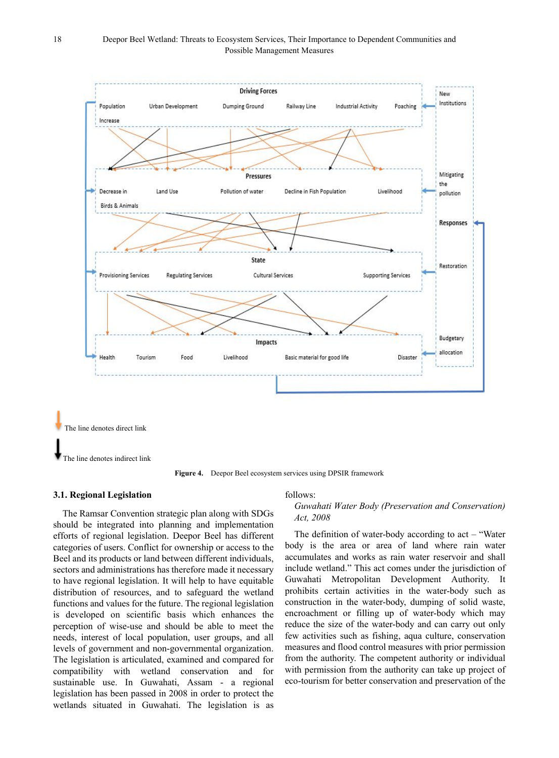**Figure 4.** Deepor Beel ecosystem services using DPSIR framework

### 3.1. Regional Legislation

The Ramsar Convention strategic plan along with SDGs should be integrated into planning and implementation efforts of regional legislation. Deepor Beel has different categories of users. Conflict for ownership or access to the Beel and its products or land between different individuals, sectors and administrations has therefore made it necessary to have regional legislation. It will help to have equitable distribution of resources, and to safeguard the wetland functions and values for the future. The regional legislation is developed on scientific basis which enhances the perception of wise-use and should be able to meet the needs, interest of local population, user groups, and all levels of government and non-governmental organization. The legislation is articulated, examined and compared for compatibility with wetland conservation and for sustainable use. In Guwahati, Assam - a regional legislation has been passed in 2008 in order to protect the wetlands situated in Guwahati. The legislation is as follows:

*Guwahati Water Body (Preservation and Conservation) Act, 2008*

The definition of water-body according to act – "Water body is the area or area of land where rain water accumulates and works as rain water reservoir and shall include wetland." This act comes under the jurisdiction of Guwahati Metropolitan Development Authority. It prohibits certain activities in the water-body such as construction in the water-body, dumping of solid waste, encroachment or filling up of water-body which may reduce the size of the water-body and can carry out only few activities such as fishing, aqua culture, conservation measures and flood control measures with prior permission from the authority. The competent authority or individual with permission from the authority can take up project of eco-tourism for better conservation and preservation of the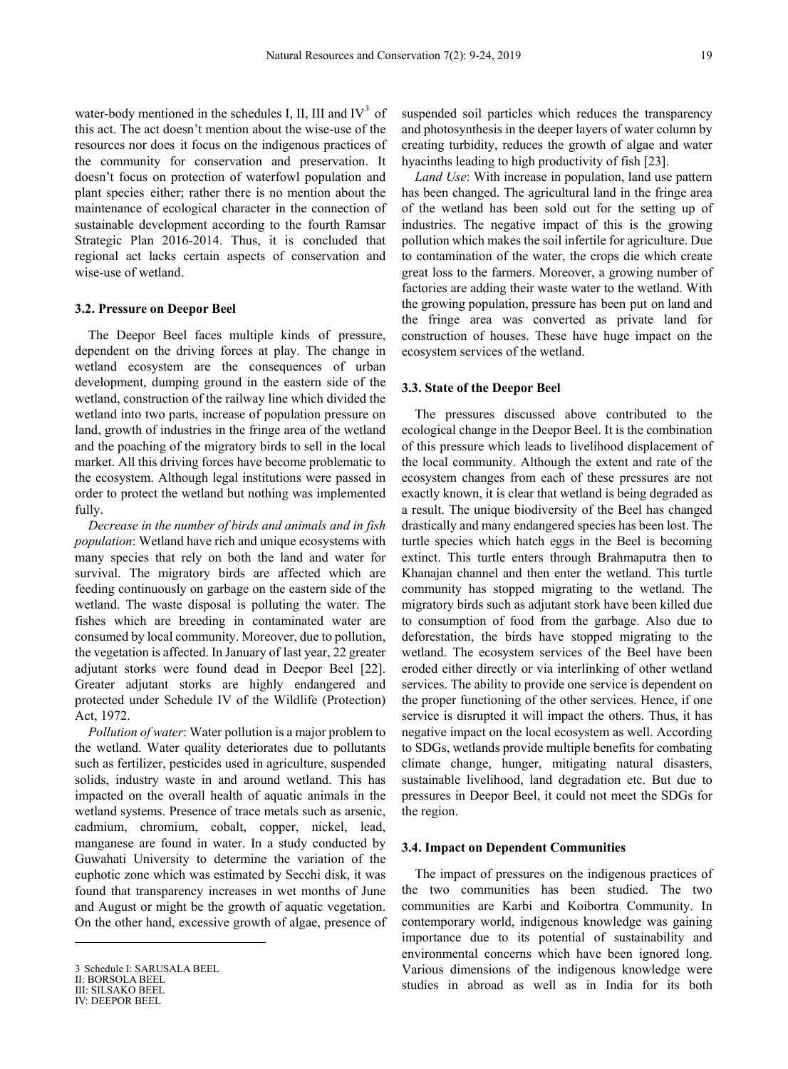water-body mentioned in the schedules I, II, III and IV[3] of this act. The act doesn't mention about the wise-use of the resources nor does it focus on the indigenous practices of the community for conservation and preservation. It doesn't focus on protection of waterfowl population and plant species either; rather there is no mention about the maintenance of ecological character in the connection of sustainable development according to the fourth Ramsar Strategic Plan 2016-2014. Thus, it is concluded that regional act lacks certain aspects of conservation and wise-use of wetland.

### 3.2. Pressure on Deepor Beel

The Deepor Beel faces multiple kinds of pressure, dependent on the driving forces at play. The change in wetland ecosystem are the consequences of urban development, dumping ground in the eastern side of the wetland, construction of the railway line which divided the wetland into two parts, increase of population pressure on land, growth of industries in the fringe area of the wetland and the poaching of the migratory birds to sell in the local market. All this driving forces have become problematic to the ecosystem. Although legal institutions were passed in order to protect the wetland but nothing was implemented fully.

*Decrease in the number of birds and animals and in fish population*: Wetland have rich and unique ecosystems with many species that rely on both the land and water for survival. The migratory birds are affected which are feeding continuously on garbage on the eastern side of the wetland. The waste disposal is polluting the water. The fishes which are breeding in contaminated water are consumed by local community. Moreover, due to pollution, the vegetation is affected. In January of last year, 22 greater adjutant storks were found dead in Deepor Beel [22]. Greater adjutant storks are highly endangered and protected under Schedule IV of the Wildlife (Protection) Act, 1972.

*Pollution of water*: Water pollution is a major problem to the wetland. Water quality deteriorates due to pollutants such as fertilizer, pesticides used in agriculture, suspended solids, industry waste in and around wetland. This has impacted on the overall health of aquatic animals in the wetland systems. Presence of trace metals such as arsenic, cadmium, chromium, cobalt, copper, nickel, lead, manganese are found in water. In a study conducted by Guwahati University to determine the variation of the euphotic zone which was estimated by Secchi disk, it was found that transparency increases in wet months of June and August or might be the growth of aquatic vegetation. On the other hand, excessive growth of algae, presence of suspended soil particles which reduces the transparency and photosynthesis in the deeper layers of water column by creating turbidity, reduces the growth of algae and water hyacinths leading to high productivity of fish [23].

*Land Use*: With increase in population, land use pattern has been changed. The agricultural land in the fringe area of the wetland has been sold out for the setting up of industries. The negative impact of this is the growing pollution which makes the soil infertile for agriculture. Due to contamination of the water, the crops die which create great loss to the farmers. Moreover, a growing number of factories are adding their waste water to the wetland. With the growing population, pressure has been put on land and the fringe area was converted as private land for construction of houses. These have huge impact on the ecosystem services of the wetland.

### 3.3. State of the Deepor Beel

The pressures discussed above contributed to the ecological change in the Deepor Beel. It is the combination of this pressure which leads to livelihood displacement of the local community. Although the extent and rate of the ecosystem changes from each of these pressures are not exactly known, it is clear that wetland is being degraded as a result. The unique biodiversity of the Beel has changed drastically and many endangered species has been lost. The turtle species which hatch eggs in the Beel is becoming extinct. This turtle enters through Brahmaputra then to Khanajan channel and then enter the wetland. This turtle community has stopped migrating to the wetland. The migratory birds such as adjutant stork have been killed due to consumption of food from the garbage. Also due to deforestation, the birds have stopped migrating to the wetland. The ecosystem services of the Beel have been eroded either directly or via interlinking of other wetland services. The ability to provide one service is dependent on the proper functioning of the other services. Hence, if one service is disrupted it will impact the others. Thus, it has negative impact on the local ecosystem as well. According to SDGs, wetlands provide multiple benefits for combating climate change, hunger, mitigating natural disasters, sustainable livelihood, land degradation etc. But due to pressures in Deepor Beel, it could not meet the SDGs for the region.

### 3.4. Impact on Dependent Communities

The impact of pressures on the indigenous practices of the two communities has been studied. The two communities are Karbi and Koibortra Community. In contemporary world, indigenous knowledge was gaining importance due to its potential of sustainability and environmental concerns which have been ignored long. Various dimensions of the indigenous knowledge were studies in abroad as well as in India for its both

---

3 Schedule I: SARUSALA BEEL
II: BORSOLA BEEL
III: SILSAKO BEEL
IV: DEEPOR BEEL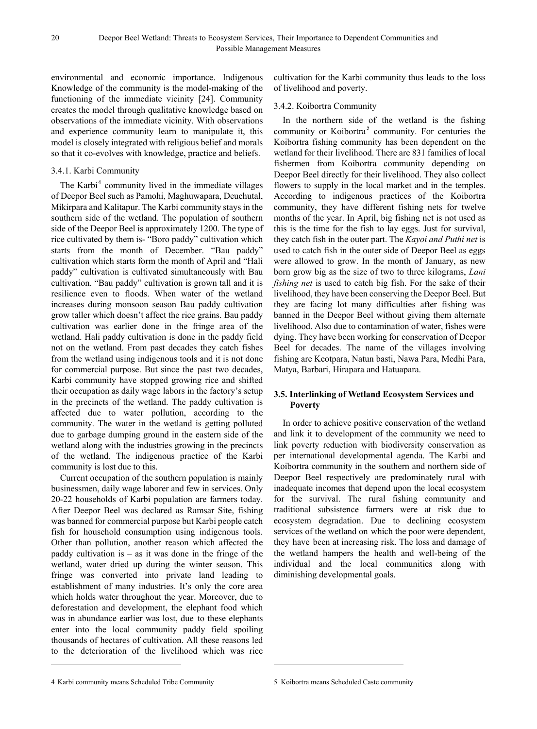environmental and economic importance. Indigenous Knowledge of the community is the model-making of the functioning of the immediate vicinity [24]. Community creates the model through qualitative knowledge based on observations of the immediate vicinity. With observations and experience community learn to manipulate it, this model is closely integrated with religious belief and morals so that it co-evolves with knowledge, practice and beliefs.

#### 3.4.1. Karbi Community

The Karbi[4] community lived in the immediate villages of Deepor Beel such as Pamohi, Maghuwapara, Deuchutal, Mikirpara and Kalitapur. The Karbi community stays in the southern side of the wetland. The population of southern side of the Deepor Beel is approximately 1200. The type of rice cultivated by them is- "Boro paddy" cultivation which starts from the month of December. "Bau paddy" cultivation which starts form the month of April and "Hali paddy" cultivation is cultivated simultaneously with Bau cultivation. "Bau paddy" cultivation is grown tall and it is resilience even to floods. When water of the wetland increases during monsoon season Bau paddy cultivation grow taller which doesn't affect the rice grains. Bau paddy cultivation was earlier done in the fringe area of the wetland. Hali paddy cultivation is done in the paddy field not on the wetland. From past decades they catch fishes from the wetland using indigenous tools and it is not done for commercial purpose. But since the past two decades, Karbi community have stopped growing rice and shifted their occupation as daily wage labors in the factory's setup in the precincts of the wetland. The paddy cultivation is affected due to water pollution, according to the community. The water in the wetland is getting polluted due to garbage dumping ground in the eastern side of the wetland along with the industries growing in the precincts of the wetland. The indigenous practice of the Karbi community is lost due to this.

Current occupation of the southern population is mainly businessmen, daily wage laborer and few in services. Only 20-22 households of Karbi population are farmers today. After Deepor Beel was declared as Ramsar Site, fishing was banned for commercial purpose but Karbi people catch fish for household consumption using indigenous tools. Other than pollution, another reason which affected the paddy cultivation is – as it was done in the fringe of the wetland, water dried up during the winter season. This fringe was converted into private land leading to establishment of many industries. It's only the core area which holds water throughout the year. Moreover, due to deforestation and development, the elephant food which was in abundance earlier was lost, due to these elephants enter into the local community paddy field spoiling thousands of hectares of cultivation. All these reasons led to the deterioration of the livelihood which was rice cultivation for the Karbi community thus leads to the loss of livelihood and poverty.

#### 3.4.2. Koibortra Community

In the northern side of the wetland is the fishing community or Koibortra[5] community. For centuries the Koibortra fishing community has been dependent on the wetland for their livelihood. There are 831 families of local fishermen from Koibortra community depending on Deepor Beel directly for their livelihood. They also collect flowers to supply in the local market and in the temples. According to indigenous practices of the Koibortra community, they have different fishing nets for twelve months of the year. In April, big fishing net is not used as this is the time for the fish to lay eggs. Just for survival, they catch fish in the outer part. The *Kayoi and Puthi net* is used to catch fish in the outer side of Deepor Beel as eggs were allowed to grow. In the month of January, as new born grow big as the size of two to three kilograms, *Lani fishing net* is used to catch big fish. For the sake of their livelihood, they have been conserving the Deepor Beel. But they are facing lot many difficulties after fishing was banned in the Deepor Beel without giving them alternate livelihood. Also due to contamination of water, fishes were dying. They have been working for conservation of Deepor Beel for decades. The name of the villages involving fishing are Keotpara, Natun basti, Nawa Para, Medhi Para, Matya, Barbari, Hirapara and Hatuapara.

### 3.5. Interlinking of Wetland Ecosystem Services and Poverty

In order to achieve positive conservation of the wetland and link it to development of the community we need to link poverty reduction with biodiversity conservation as per international developmental agenda. The Karbi and Koibortra community in the southern and northern side of Deepor Beel respectively are predominately rural with inadequate incomes that depend upon the local ecosystem for the survival. The rural fishing community and traditional subsistence farmers were at risk due to ecosystem degradation. Due to declining ecosystem services of the wetland on which the poor were dependent, they have been at increasing risk. The loss and damage of the wetland hampers the health and well-being of the individual and the local communities along with diminishing developmental goals.

---

4 Karbi community means Scheduled Tribe Community

5 Koibortra means Scheduled Caste community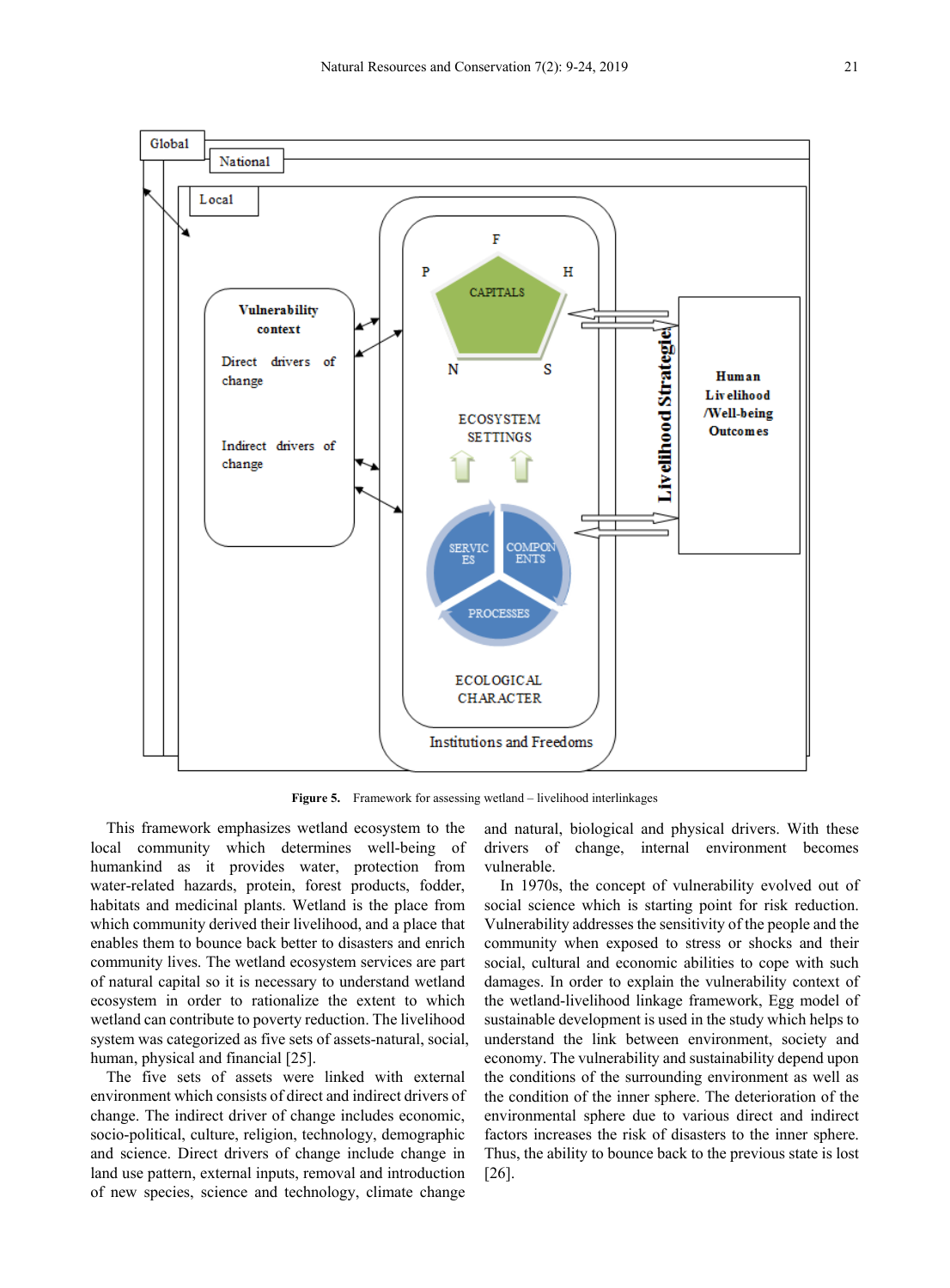**Figure 5.** Framework for assessing wetland – livelihood interlinkages

This framework emphasizes wetland ecosystem to the local community which determines well-being of humankind as it provides water, protection from water-related hazards, protein, forest products, fodder, habitats and medicinal plants. Wetland is the place from which community derived their livelihood, and a place that enables them to bounce back better to disasters and enrich community lives. The wetland ecosystem services are part of natural capital so it is necessary to understand wetland ecosystem in order to rationalize the extent to which wetland can contribute to poverty reduction. The livelihood system was categorized as five sets of assets-natural, social, human, physical and financial [25].

The five sets of assets were linked with external environment which consists of direct and indirect drivers of change. The indirect driver of change includes economic, socio-political, culture, religion, technology, demographic and science. Direct drivers of change include change in land use pattern, external inputs, removal and introduction of new species, science and technology, climate change and natural, biological and physical drivers. With these drivers of change, internal environment becomes vulnerable.

In 1970s, the concept of vulnerability evolved out of social science which is starting point for risk reduction. Vulnerability addresses the sensitivity of the people and the community when exposed to stress or shocks and their social, cultural and economic abilities to cope with such damages. In order to explain the vulnerability context of the wetland-livelihood linkage framework, Egg model of sustainable development is used in the study which helps to understand the link between environment, society and economy. The vulnerability and sustainability depend upon the conditions of the surrounding environment as well as the condition of the inner sphere. The deterioration of the environmental sphere due to various direct and indirect factors increases the risk of disasters to the inner sphere. Thus, the ability to bounce back to the previous state is lost [26].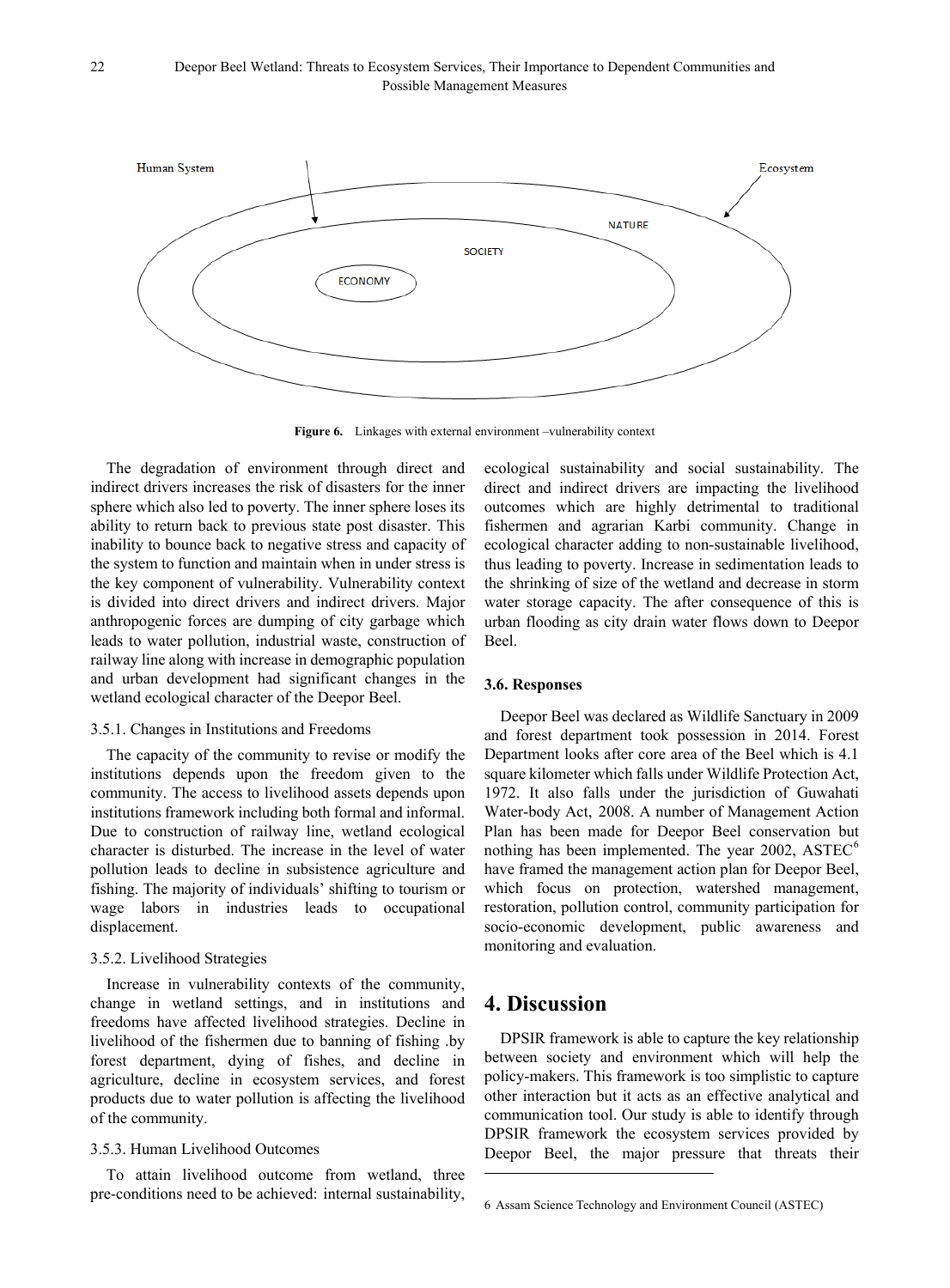Figure 6. Linkages with external environment –vulnerability context

The degradation of environment through direct and indirect drivers increases the risk of disasters for the inner sphere which also led to poverty. The inner sphere loses its ability to return back to previous state post disaster. This inability to bounce back to negative stress and capacity of the system to function and maintain when in under stress is the key component of vulnerability. Vulnerability context is divided into direct drivers and indirect drivers. Major anthropogenic forces are dumping of city garbage which leads to water pollution, industrial waste, construction of railway line along with increase in demographic population and urban development had significant changes in the wetland ecological character of the Deepor Beel.

### 3.5.1. Changes in Institutions and Freedoms

The capacity of the community to revise or modify the institutions depends upon the freedom given to the community. The access to livelihood assets depends upon institutions framework including both formal and informal. Due to construction of railway line, wetland ecological character is disturbed. The increase in the level of water pollution leads to decline in subsistence agriculture and fishing. The majority of individuals' shifting to tourism or wage labors in industries leads to occupational displacement.

### 3.5.2. Livelihood Strategies

Increase in vulnerability contexts of the community, change in wetland settings, and in institutions and freedoms have affected livelihood strategies. Decline in livelihood of the fishermen due to banning of fishing .by forest department, dying of fishes, and decline in agriculture, decline in ecosystem services, and forest products due to water pollution is affecting the livelihood of the community.

### 3.5.3. Human Livelihood Outcomes

To attain livelihood outcome from wetland, three pre-conditions need to be achieved: internal sustainability, ecological sustainability and social sustainability. The direct and indirect drivers are impacting the livelihood outcomes which are highly detrimental to traditional fishermen and agrarian Karbi community. Change in ecological character adding to non-sustainable livelihood, thus leading to poverty. Increase in sedimentation leads to the shrinking of size of the wetland and decrease in storm water storage capacity. The after consequence of this is urban flooding as city drain water flows down to Deepor Beel.

### 3.6. Responses

Deepor Beel was declared as Wildlife Sanctuary in 2009 and forest department took possession in 2014. Forest Department looks after core area of the Beel which is 4.1 square kilometer which falls under Wildlife Protection Act, 1972. It also falls under the jurisdiction of Guwahati Water-body Act, 2008. A number of Management Action Plan has been made for Deepor Beel conservation but nothing has been implemented. The year 2002, ASTEC[6] have framed the management action plan for Deepor Beel, which focus on protection, watershed management, restoration, pollution control, community participation for socio-economic development, public awareness and monitoring and evaluation.

## 4. Discussion

DPSIR framework is able to capture the key relationship between society and environment which will help the policy-makers. This framework is too simplistic to capture other interaction but it acts as an effective analytical and communication tool. Our study is able to identify through DPSIR framework the ecosystem services provided by Deepor Beel, the major pressure that threats their

6 Assam Science Technology and Environment Council (ASTEC)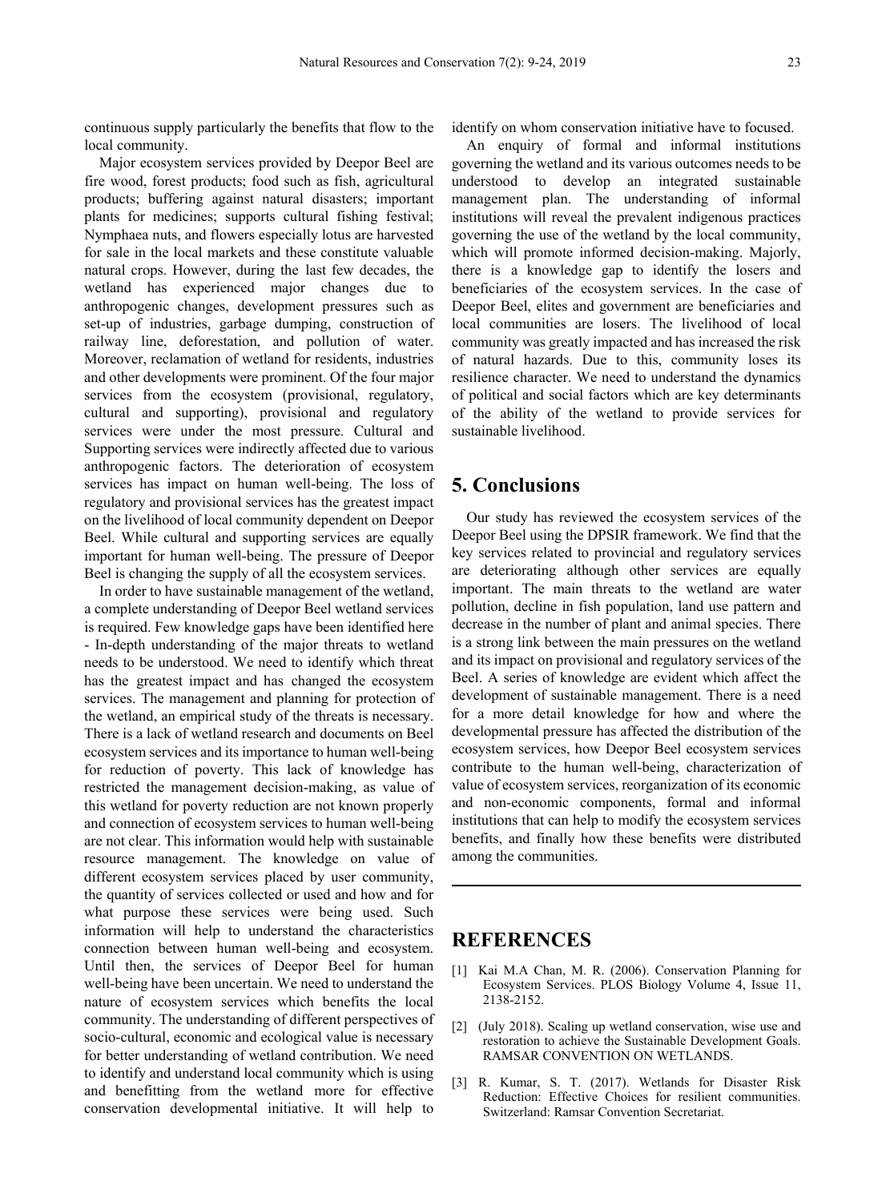continuous supply particularly the benefits that flow to the local community.

Major ecosystem services provided by Deepor Beel are fire wood, forest products; food such as fish, agricultural products; buffering against natural disasters; important plants for medicines; supports cultural fishing festival; Nymphaea nuts, and flowers especially lotus are harvested for sale in the local markets and these constitute valuable natural crops. However, during the last few decades, the wetland has experienced major changes due to anthropogenic changes, development pressures such as set-up of industries, garbage dumping, construction of railway line, deforestation, and pollution of water. Moreover, reclamation of wetland for residents, industries and other developments were prominent. Of the four major services from the ecosystem (provisional, regulatory, cultural and supporting), provisional and regulatory services were under the most pressure. Cultural and Supporting services were indirectly affected due to various anthropogenic factors. The deterioration of ecosystem services has impact on human well-being. The loss of regulatory and provisional services has the greatest impact on the livelihood of local community dependent on Deepor Beel. While cultural and supporting services are equally important for human well-being. The pressure of Deepor Beel is changing the supply of all the ecosystem services.

In order to have sustainable management of the wetland, a complete understanding of Deepor Beel wetland services is required. Few knowledge gaps have been identified here - In-depth understanding of the major threats to wetland needs to be understood. We need to identify which threat has the greatest impact and has changed the ecosystem services. The management and planning for protection of the wetland, an empirical study of the threats is necessary. There is a lack of wetland research and documents on Beel ecosystem services and its importance to human well-being for reduction of poverty. This lack of knowledge has restricted the management decision-making, as value of this wetland for poverty reduction are not known properly and connection of ecosystem services to human well-being are not clear. This information would help with sustainable resource management. The knowledge on value of different ecosystem services placed by user community, the quantity of services collected or used and how and for what purpose these services were being used. Such information will help to understand the characteristics connection between human well-being and ecosystem. Until then, the services of Deepor Beel for human well-being have been uncertain. We need to understand the nature of ecosystem services which benefits the local community. The understanding of different perspectives of socio-cultural, economic and ecological value is necessary for better understanding of wetland contribution. We need to identify and understand local community which is using and benefitting from the wetland more for effective conservation developmental initiative. It will help to identify on whom conservation initiative have to focused.

An enquiry of formal and informal institutions governing the wetland and its various outcomes needs to be understood to develop an integrated sustainable management plan. The understanding of informal institutions will reveal the prevalent indigenous practices governing the use of the wetland by the local community, which will promote informed decision-making. Majorly, there is a knowledge gap to identify the losers and beneficiaries of the ecosystem services. In the case of Deepor Beel, elites and government are beneficiaries and local communities are losers. The livelihood of local community was greatly impacted and has increased the risk of natural hazards. Due to this, community loses its resilience character. We need to understand the dynamics of political and social factors which are key determinants of the ability of the wetland to provide services for sustainable livelihood.

# 5. Conclusions

Our study has reviewed the ecosystem services of the Deepor Beel using the DPSIR framework. We find that the key services related to provincial and regulatory services are deteriorating although other services are equally important. The main threats to the wetland are water pollution, decline in fish population, land use pattern and decrease in the number of plant and animal species. There is a strong link between the main pressures on the wetland and its impact on provisional and regulatory services of the Beel. A series of knowledge are evident which affect the development of sustainable management. There is a need for a more detail knowledge for how and where the developmental pressure has affected the distribution of the ecosystem services, how Deepor Beel ecosystem services contribute to the human well-being, characterization of value of ecosystem services, reorganization of its economic and non-economic components, formal and informal institutions that can help to modify the ecosystem services benefits, and finally how these benefits were distributed among the communities.

# REFERENCES

[1] Kai M.A Chan, M. R. (2006). Conservation Planning for Ecosystem Services. PLOS Biology Volume 4, Issue 11, 2138-2152.

[2] (July 2018). Scaling up wetland conservation, wise use and restoration to achieve the Sustainable Development Goals. RAMSAR CONVENTION ON WETLANDS.

[3] R. Kumar, S. T. (2017). Wetlands for Disaster Risk Reduction: Effective Choices for resilient communities. Switzerland: Ramsar Convention Secretariat.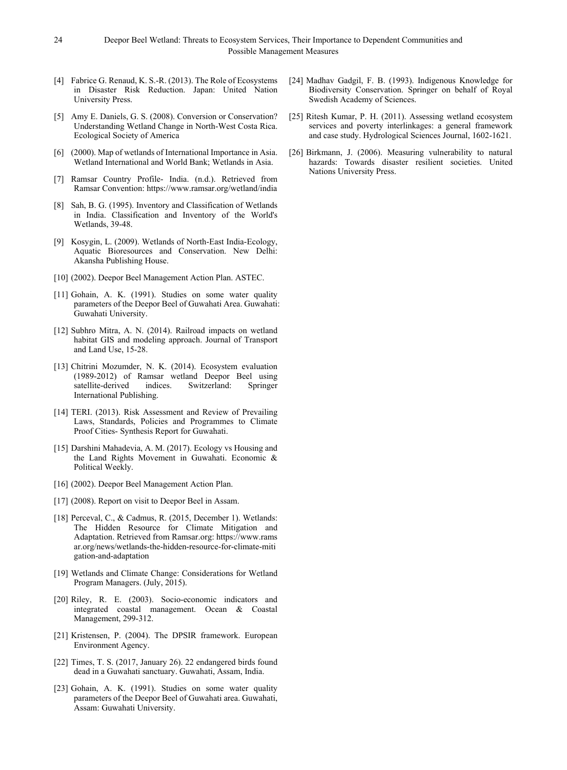[4] Fabrice G. Renaud, K. S.-R. (2013). The Role of Ecosystems in Disaster Risk Reduction. Japan: United Nation University Press.

[5] Amy E. Daniels, G. S. (2008). Conversion or Conservation? Understanding Wetland Change in North-West Costa Rica. Ecological Society of America

[6] (2000). Map of wetlands of International Importance in Asia. Wetland International and World Bank; Wetlands in Asia.

[7] Ramsar Country Profile- India. (n.d.). Retrieved from Ramsar Convention: https://www.ramsar.org/wetland/india

[8] Sah, B. G. (1995). Inventory and Classification of Wetlands in India. Classification and Inventory of the World's Wetlands, 39-48.

[9] Kosygin, L. (2009). Wetlands of North-East India-Ecology, Aquatic Bioresources and Conservation. New Delhi: Akansha Publishing House.

[10] (2002). Deepor Beel Management Action Plan. ASTEC.

[11] Gohain, A. K. (1991). Studies on some water quality parameters of the Deepor Beel of Guwahati Area. Guwahati: Guwahati University.

[12] Subhro Mitra, A. N. (2014). Railroad impacts on wetland habitat GIS and modeling approach. Journal of Transport and Land Use, 15-28.

[13] Chitrini Mozumder, N. K. (2014). Ecosystem evaluation (1989-2012) of Ramsar wetland Deepor Beel using satellite-derived indices. Switzerland: Springer International Publishing.

[14] TERI. (2013). Risk Assessment and Review of Prevailing Laws, Standards, Policies and Programmes to Climate Proof Cities- Synthesis Report for Guwahati.

[15] Darshini Mahadevia, A. M. (2017). Ecology vs Housing and the Land Rights Movement in Guwahati. Economic & Political Weekly.

[16] (2002). Deepor Beel Management Action Plan.

[17] (2008). Report on visit to Deepor Beel in Assam.

[18] Perceval, C., & Cadmus, R. (2015, December 1). Wetlands: The Hidden Resource for Climate Mitigation and Adaptation. Retrieved from Ramsar.org: https://www.ramsar.org/news/wetlands-the-hidden-resource-for-climate-mitigation-and-adaptation

[19] Wetlands and Climate Change: Considerations for Wetland Program Managers. (July, 2015).

[20] Riley, R. E. (2003). Socio-economic indicators and integrated coastal management. Ocean & Coastal Management, 299-312.

[21] Kristensen, P. (2004). The DPSIR framework. European Environment Agency.

[22] Times, T. S. (2017, January 26). 22 endangered birds found dead in a Guwahati sanctuary. Guwahati, Assam, India.

[23] Gohain, A. K. (1991). Studies on some water quality parameters of the Deepor Beel of Guwahati area. Guwahati, Assam: Guwahati University.

[24] Madhav Gadgil, F. B. (1993). Indigenous Knowledge for Biodiversity Conservation. Springer on behalf of Royal Swedish Academy of Sciences.

[25] Ritesh Kumar, P. H. (2011). Assessing wetland ecosystem services and poverty interlinkages: a general framework and case study. Hydrological Sciences Journal, 1602-1621.

[26] Birkmann, J. (2006). Measuring vulnerability to natural hazards: Towards disaster resilient societies. United Nations University Press.